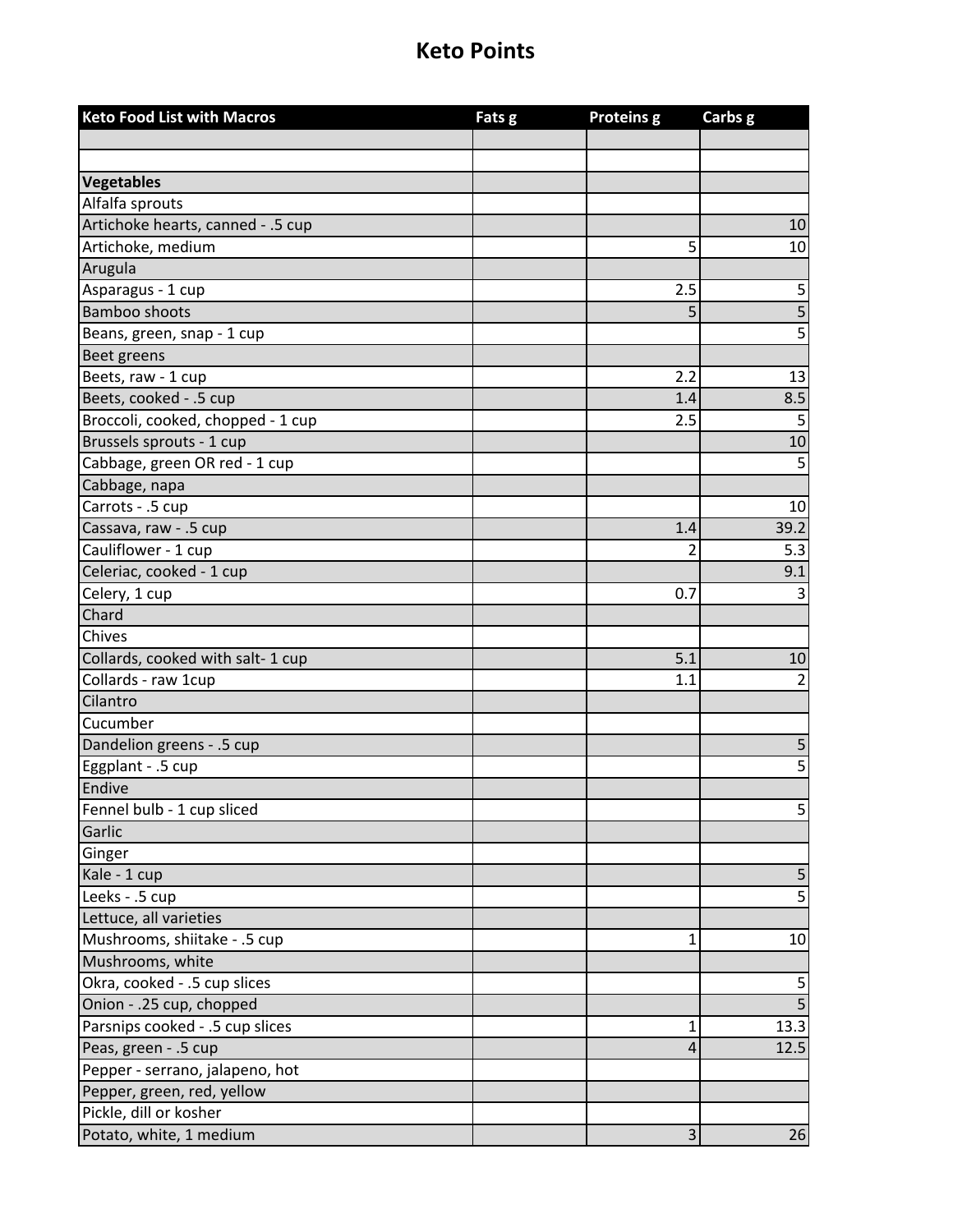# Keto Points

| Keto Food List with Macros | Fats g | Proteins g | Carbs g |
|---|---|---|---|
| | | | |
| | | | |
| **Vegetables** | | | |
| Alfalfa sprouts | | | |
| Artichoke hearts, canned - .5 cup | | | 10 |
| Artichoke, medium | | 5 | 10 |
| Arugula | | | |
| Asparagus - 1 cup | | 2.5 | 5 |
| Bamboo shoots | | 5 | 5 |
| Beans, green, snap - 1 cup | | | 5 |
| Beet greens | | | |
| Beets, raw - 1 cup | | 2.2 | 13 |
| Beets, cooked - .5 cup | | 1.4 | 8.5 |
| Broccoli, cooked, chopped - 1 cup | | 2.5 | 5 |
| Brussels sprouts - 1 cup | | | 10 |
| Cabbage, green OR red - 1 cup | | | 5 |
| Cabbage, napa | | | |
| Carrots - .5 cup | | | 10 |
| Cassava, raw - .5 cup | | 1.4 | 39.2 |
| Cauliflower - 1 cup | | 2 | 5.3 |
| Celeriac, cooked - 1 cup | | | 9.1 |
| Celery, 1 cup | | 0.7 | 3 |
| Chard | | | |
| Chives | | | |
| Collards, cooked with salt- 1 cup | | 5.1 | 10 |
| Collards - raw 1cup | | 1.1 | 2 |
| Cilantro | | | |
| Cucumber | | | |
| Dandelion greens - .5 cup | | | 5 |
| Eggplant - .5 cup | | | 5 |
| Endive | | | |
| Fennel bulb - 1 cup sliced | | | 5 |
| Garlic | | | |
| Ginger | | | |
| Kale - 1 cup | | | 5 |
| Leeks - .5 cup | | | 5 |
| Lettuce, all varieties | | | |
| Mushrooms, shiitake - .5 cup | | 1 | 10 |
| Mushrooms, white | | | |
| Okra, cooked - .5 cup slices | | | 5 |
| Onion - .25 cup, chopped | | | 5 |
| Parsnips cooked - .5 cup slices | | 1 | 13.3 |
| Peas, green - .5 cup | | 4 | 12.5 |
| Pepper - serrano, jalapeno, hot | | | |
| Pepper, green, red, yellow | | | |
| Pickle, dill or kosher | | | |
| Potato, white, 1 medium | | 3 | 26 |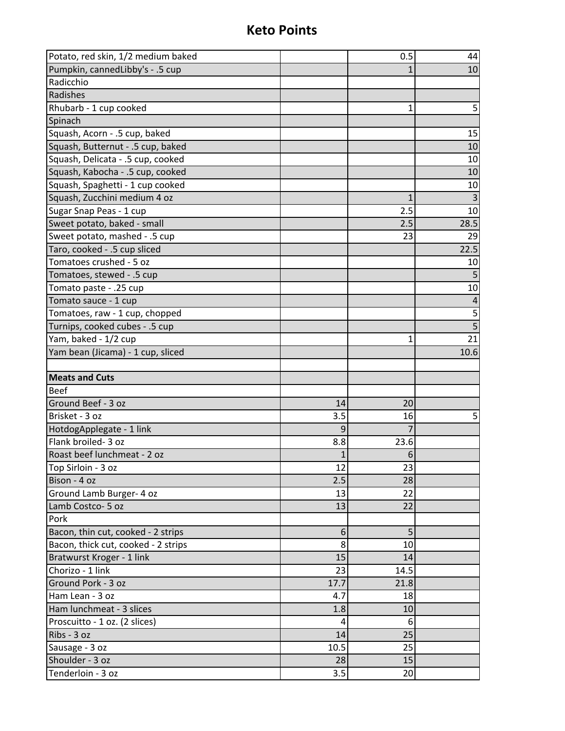# Keto Points

| | | | |
|---|---|---|---|
| Potato, red skin, 1/2 medium baked | | 0.5 | 44 |
| Pumpkin, cannedLibby's - .5 cup | | 1 | 10 |
| Radicchio | | | |
| Radishes | | | |
| Rhubarb - 1 cup cooked | | 1 | 5 |
| Spinach | | | |
| Squash, Acorn - .5 cup, baked | | | 15 |
| Squash, Butternut - .5 cup, baked | | | 10 |
| Squash, Delicata - .5 cup, cooked | | | 10 |
| Squash, Kabocha - .5 cup, cooked | | | 10 |
| Squash, Spaghetti - 1 cup cooked | | | 10 |
| Squash, Zucchini medium 4 oz | | 1 | 3 |
| Sugar Snap Peas - 1 cup | | 2.5 | 10 |
| Sweet potato, baked - small | | 2.5 | 28.5 |
| Sweet potato, mashed - .5 cup | | 23 | 29 |
| Taro, cooked - .5 cup sliced | | | 22.5 |
| Tomatoes crushed - 5 oz | | | 10 |
| Tomatoes, stewed - .5 cup | | | 5 |
| Tomato paste - .25 cup | | | 10 |
| Tomato sauce - 1 cup | | | 4 |
| Tomatoes, raw - 1 cup, chopped | | | 5 |
| Turnips, cooked cubes - .5 cup | | | 5 |
| Yam, baked - 1/2 cup | | 1 | 21 |
| Yam bean (Jicama) - 1 cup, sliced | | | 10.6 |
| | | | |
| **Meats and Cuts** | | | |
| Beef | | | |
| Ground Beef - 3 oz | 14 | 20 | |
| Brisket - 3 oz | 3.5 | 16 | 5 |
| HotdogApplegate - 1 link | 9 | 7 | |
| Flank broiled- 3 oz | 8.8 | 23.6 | |
| Roast beef lunchmeat - 2 oz | 1 | 6 | |
| Top Sirloin - 3 oz | 12 | 23 | |
| Bison - 4 oz | 2.5 | 28 | |
| Ground Lamb Burger- 4 oz | 13 | 22 | |
| Lamb Costco- 5 oz | 13 | 22 | |
| Pork | | | |
| Bacon, thin cut, cooked - 2 strips | 6 | 5 | |
| Bacon, thick cut, cooked - 2 strips | 8 | 10 | |
| Bratwurst Kroger - 1 link | 15 | 14 | |
| Chorizo - 1 link | 23 | 14.5 | |
| Ground Pork - 3 oz | 17.7 | 21.8 | |
| Ham Lean - 3 oz | 4.7 | 18 | |
| Ham lunchmeat - 3 slices | 1.8 | 10 | |
| Proscuitto - 1 oz. (2 slices) | 4 | 6 | |
| Ribs - 3 oz | 14 | 25 | |
| Sausage - 3 oz | 10.5 | 25 | |
| Shoulder - 3 oz | 28 | 15 | |
| Tenderloin - 3 oz | 3.5 | 20 | |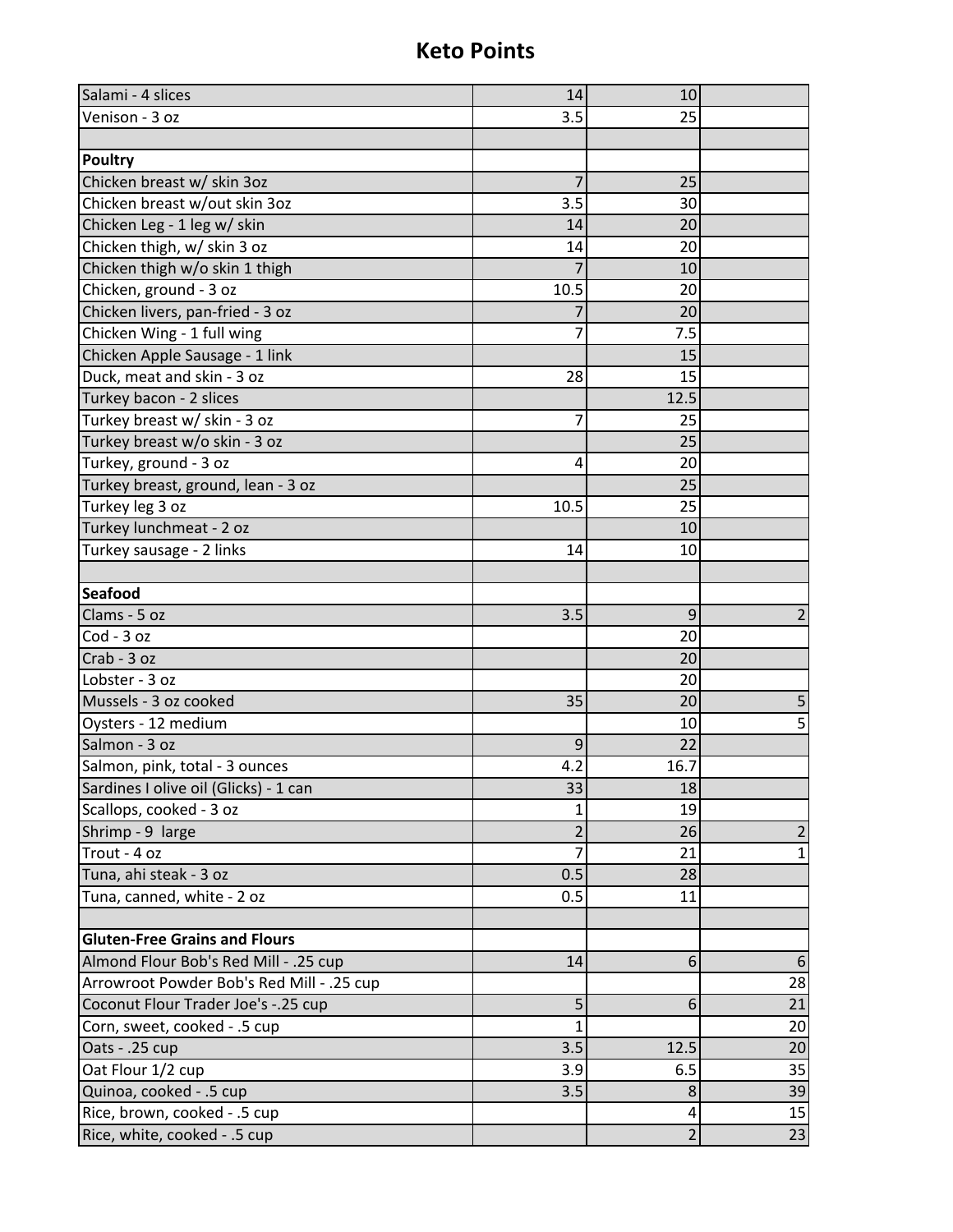# Keto Points

| | | | |
|---|---|---|---|
| Salami - 4 slices | 14 | 10 | |
| Venison - 3 oz | 3.5 | 25 | |
| | | | |
| **Poultry** | | | |
| Chicken breast w/ skin 3oz | 7 | 25 | |
| Chicken breast w/out skin 3oz | 3.5 | 30 | |
| Chicken Leg - 1 leg w/ skin | 14 | 20 | |
| Chicken thigh, w/ skin 3 oz | 14 | 20 | |
| Chicken thigh w/o skin 1 thigh | 7 | 10 | |
| Chicken, ground - 3 oz | 10.5 | 20 | |
| Chicken livers, pan-fried - 3 oz | 7 | 20 | |
| Chicken Wing - 1 full wing | 7 | 7.5 | |
| Chicken Apple Sausage - 1 link | | 15 | |
| Duck, meat and skin - 3 oz | 28 | 15 | |
| Turkey bacon - 2 slices | | 12.5 | |
| Turkey breast w/ skin - 3 oz | 7 | 25 | |
| Turkey breast w/o skin - 3 oz | | 25 | |
| Turkey, ground - 3 oz | 4 | 20 | |
| Turkey breast, ground, lean - 3 oz | | 25 | |
| Turkey leg 3 oz | 10.5 | 25 | |
| Turkey lunchmeat - 2 oz | | 10 | |
| Turkey sausage - 2 links | 14 | 10 | |
| | | | |
| **Seafood** | | | |
| Clams - 5 oz | 3.5 | 9 | 2 |
| Cod - 3 oz | | 20 | |
| Crab - 3 oz | | 20 | |
| Lobster - 3 oz | | 20 | |
| Mussels - 3 oz cooked | 35 | 20 | 5 |
| Oysters - 12 medium | | 10 | 5 |
| Salmon - 3 oz | 9 | 22 | |
| Salmon, pink, total - 3 ounces | 4.2 | 16.7 | |
| Sardines I olive oil (Glicks) - 1 can | 33 | 18 | |
| Scallops, cooked - 3 oz | 1 | 19 | |
| Shrimp - 9 large | 2 | 26 | 2 |
| Trout - 4 oz | 7 | 21 | 1 |
| Tuna, ahi steak - 3 oz | 0.5 | 28 | |
| Tuna, canned, white - 2 oz | 0.5 | 11 | |
| | | | |
| **Gluten-Free Grains and Flours** | | | |
| Almond Flour Bob's Red Mill - .25 cup | 14 | 6 | 6 |
| Arrowroot Powder Bob's Red Mill - .25 cup | | | 28 |
| Coconut Flour Trader Joe's -.25 cup | 5 | 6 | 21 |
| Corn, sweet, cooked - .5 cup | 1 | | 20 |
| Oats - .25 cup | 3.5 | 12.5 | 20 |
| Oat Flour 1/2 cup | 3.9 | 6.5 | 35 |
| Quinoa, cooked - .5 cup | 3.5 | 8 | 39 |
| Rice, brown, cooked - .5 cup | | 4 | 15 |
| Rice, white, cooked - .5 cup | | 2 | 23 |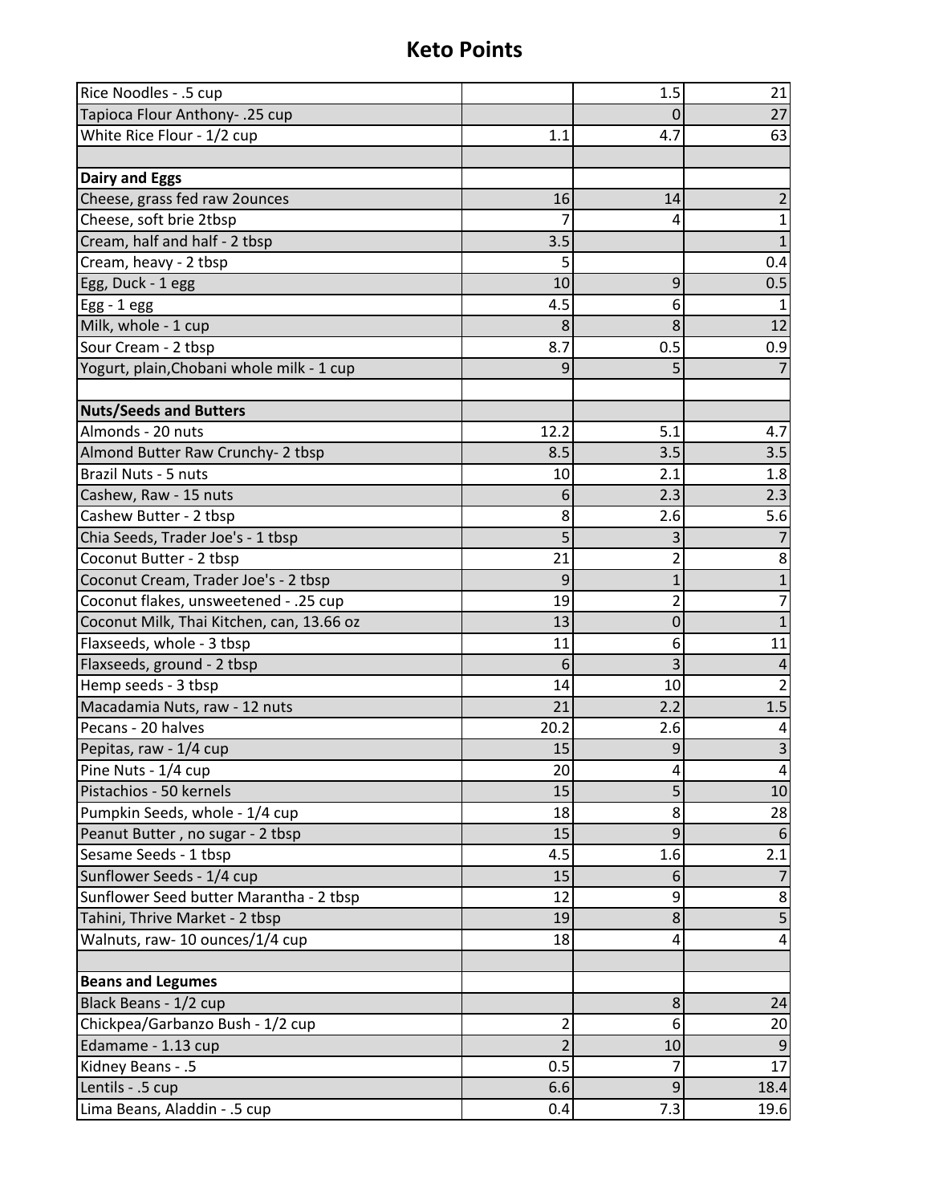# Keto Points

| | | | |
|---|---|---|---|
| Rice Noodles - .5 cup | | 1.5 | 21 |
| Tapioca Flour Anthony- .25 cup | | 0 | 27 |
| White Rice Flour - 1/2 cup | 1.1 | 4.7 | 63 |
| | | | |
| **Dairy and Eggs** | | | |
| Cheese, grass fed raw 2ounces | 16 | 14 | 2 |
| Cheese, soft brie 2tbsp | 7 | 4 | 1 |
| Cream, half and half - 2 tbsp | 3.5 | | 1 |
| Cream, heavy - 2 tbsp | 5 | | 0.4 |
| Egg, Duck - 1 egg | 10 | 9 | 0.5 |
| Egg - 1 egg | 4.5 | 6 | 1 |
| Milk, whole - 1 cup | 8 | 8 | 12 |
| Sour Cream - 2 tbsp | 8.7 | 0.5 | 0.9 |
| Yogurt, plain,Chobani whole milk - 1 cup | 9 | 5 | 7 |
| | | | |
| **Nuts/Seeds and Butters** | | | |
| Almonds - 20 nuts | 12.2 | 5.1 | 4.7 |
| Almond Butter Raw Crunchy- 2 tbsp | 8.5 | 3.5 | 3.5 |
| Brazil Nuts - 5 nuts | 10 | 2.1 | 1.8 |
| Cashew, Raw - 15 nuts | 6 | 2.3 | 2.3 |
| Cashew Butter - 2 tbsp | 8 | 2.6 | 5.6 |
| Chia Seeds, Trader Joe's - 1 tbsp | 5 | 3 | 7 |
| Coconut Butter - 2 tbsp | 21 | 2 | 8 |
| Coconut Cream, Trader Joe's - 2 tbsp | 9 | 1 | 1 |
| Coconut flakes, unsweetened - .25 cup | 19 | 2 | 7 |
| Coconut Milk, Thai Kitchen, can, 13.66 oz | 13 | 0 | 1 |
| Flaxseeds, whole - 3 tbsp | 11 | 6 | 11 |
| Flaxseeds, ground - 2 tbsp | 6 | 3 | 4 |
| Hemp seeds - 3 tbsp | 14 | 10 | 2 |
| Macadamia Nuts, raw - 12 nuts | 21 | 2.2 | 1.5 |
| Pecans - 20 halves | 20.2 | 2.6 | 4 |
| Pepitas, raw - 1/4 cup | 15 | 9 | 3 |
| Pine Nuts - 1/4 cup | 20 | 4 | 4 |
| Pistachios - 50 kernels | 15 | 5 | 10 |
| Pumpkin Seeds, whole - 1/4 cup | 18 | 8 | 28 |
| Peanut Butter , no sugar - 2 tbsp | 15 | 9 | 6 |
| Sesame Seeds - 1 tbsp | 4.5 | 1.6 | 2.1 |
| Sunflower Seeds - 1/4 cup | 15 | 6 | 7 |
| Sunflower Seed butter Marantha - 2 tbsp | 12 | 9 | 8 |
| Tahini, Thrive Market - 2 tbsp | 19 | 8 | 5 |
| Walnuts, raw- 10 ounces/1/4 cup | 18 | 4 | 4 |
| | | | |
| **Beans and Legumes** | | | |
| Black Beans - 1/2 cup | | 8 | 24 |
| Chickpea/Garbanzo Bush - 1/2 cup | 2 | 6 | 20 |
| Edamame - 1.13 cup | 2 | 10 | 9 |
| Kidney Beans - .5 | 0.5 | 7 | 17 |
| Lentils - .5 cup | 6.6 | 9 | 18.4 |
| Lima Beans, Aladdin - .5 cup | 0.4 | 7.3 | 19.6 |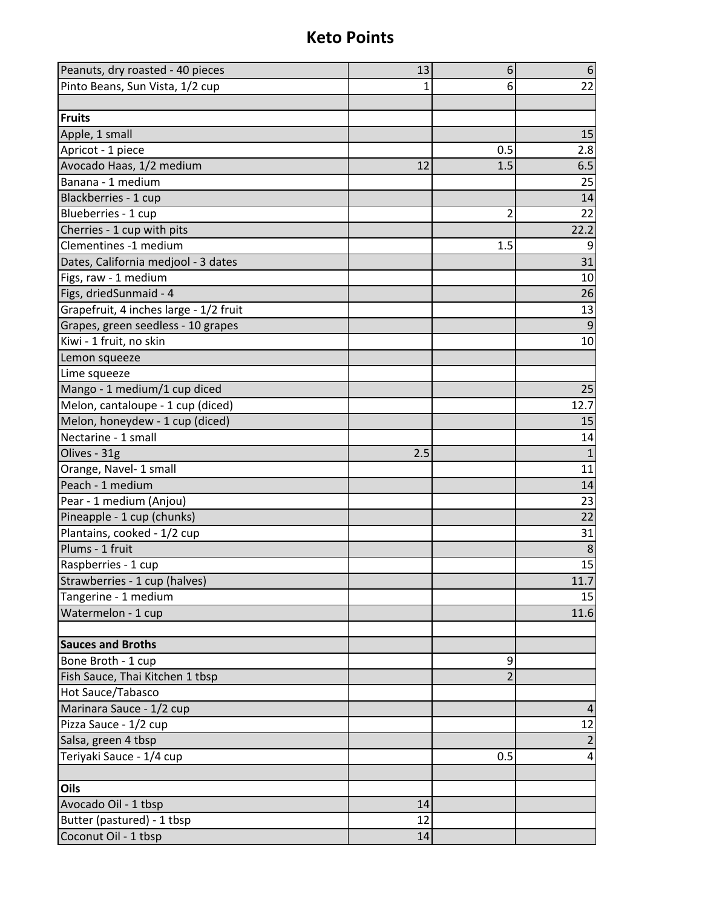# Keto Points

| | | | |
|---|---|---|---|
| Peanuts, dry roasted - 40 pieces | 13 | 6 | 6 |
| Pinto Beans, Sun Vista, 1/2 cup | 1 | 6 | 22 |
| | | | |
| **Fruits** | | | |
| Apple, 1 small | | | 15 |
| Apricot - 1 piece | | 0.5 | 2.8 |
| Avocado Haas, 1/2 medium | 12 | 1.5 | 6.5 |
| Banana - 1 medium | | | 25 |
| Blackberries - 1 cup | | | 14 |
| Blueberries - 1 cup | | 2 | 22 |
| Cherries - 1 cup with pits | | | 22.2 |
| Clementines -1 medium | | 1.5 | 9 |
| Dates, California medjool - 3 dates | | | 31 |
| Figs, raw - 1 medium | | | 10 |
| Figs, driedSunmaid - 4 | | | 26 |
| Grapefruit, 4 inches large - 1/2 fruit | | | 13 |
| Grapes, green seedless - 10 grapes | | | 9 |
| Kiwi - 1 fruit, no skin | | | 10 |
| Lemon squeeze | | | |
| Lime squeeze | | | |
| Mango - 1 medium/1 cup diced | | | 25 |
| Melon, cantaloupe - 1 cup (diced) | | | 12.7 |
| Melon, honeydew - 1 cup (diced) | | | 15 |
| Nectarine - 1 small | | | 14 |
| Olives - 31g | 2.5 | | 1 |
| Orange, Navel- 1 small | | | 11 |
| Peach - 1 medium | | | 14 |
| Pear - 1 medium (Anjou) | | | 23 |
| Pineapple - 1 cup (chunks) | | | 22 |
| Plantains, cooked - 1/2 cup | | | 31 |
| Plums - 1 fruit | | | 8 |
| Raspberries - 1 cup | | | 15 |
| Strawberries - 1 cup (halves) | | | 11.7 |
| Tangerine - 1 medium | | | 15 |
| Watermelon - 1 cup | | | 11.6 |
| | | | |
| **Sauces and Broths** | | | |
| Bone Broth - 1 cup | | 9 | |
| Fish Sauce, Thai Kitchen 1 tbsp | | 2 | |
| Hot Sauce/Tabasco | | | |
| Marinara Sauce - 1/2 cup | | | 4 |
| Pizza Sauce - 1/2 cup | | | 12 |
| Salsa, green 4 tbsp | | | 2 |
| Teriyaki Sauce - 1/4 cup | | 0.5 | 4 |
| | | | |
| **Oils** | | | |
| Avocado Oil - 1 tbsp | 14 | | |
| Butter (pastured) - 1 tbsp | 12 | | |
| Coconut Oil - 1 tbsp | 14 | | |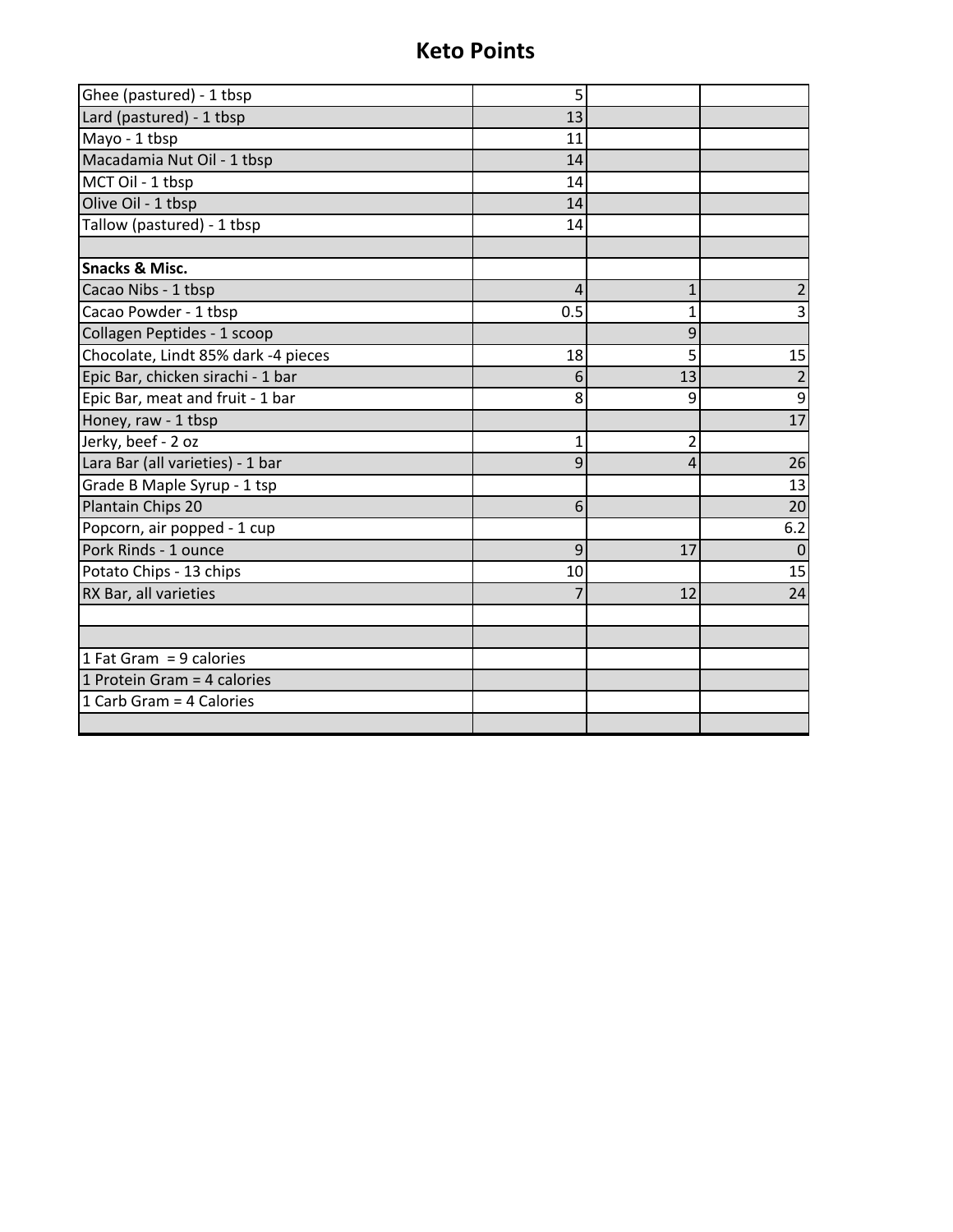## Keto Points

| | | | |
|---|---|---|---|
| Ghee (pastured) - 1 tbsp | 5 | | |
| Lard (pastured) - 1 tbsp | 13 | | |
| Mayo - 1 tbsp | 11 | | |
| Macadamia Nut Oil - 1 tbsp | 14 | | |
| MCT Oil - 1 tbsp | 14 | | |
| Olive Oil - 1 tbsp | 14 | | |
| Tallow (pastured) - 1 tbsp | 14 | | |
| | | | |
| **Snacks & Misc.** | | | |
| Cacao Nibs - 1 tbsp | 4 | 1 | 2 |
| Cacao Powder - 1 tbsp | 0.5 | 1 | 3 |
| Collagen Peptides - 1 scoop | | 9 | |
| Chocolate, Lindt 85% dark -4 pieces | 18 | 5 | 15 |
| Epic Bar, chicken sirachi - 1 bar | 6 | 13 | 2 |
| Epic Bar, meat and fruit - 1 bar | 8 | 9 | 9 |
| Honey, raw - 1 tbsp | | | 17 |
| Jerky, beef - 2 oz | 1 | 2 | |
| Lara Bar (all varieties) - 1 bar | 9 | 4 | 26 |
| Grade B Maple Syrup - 1 tsp | | | 13 |
| Plantain Chips 20 | 6 | | 20 |
| Popcorn, air popped - 1 cup | | | 6.2 |
| Pork Rinds - 1 ounce | 9 | 17 | 0 |
| Potato Chips - 13 chips | 10 | | 15 |
| RX Bar, all varieties | 7 | 12 | 24 |
| | | | |
| | | | |
| 1 Fat Gram = 9 calories | | | |
| 1 Protein Gram = 4 calories | | | |
| 1 Carb Gram = 4 Calories | | | |
| | | | |